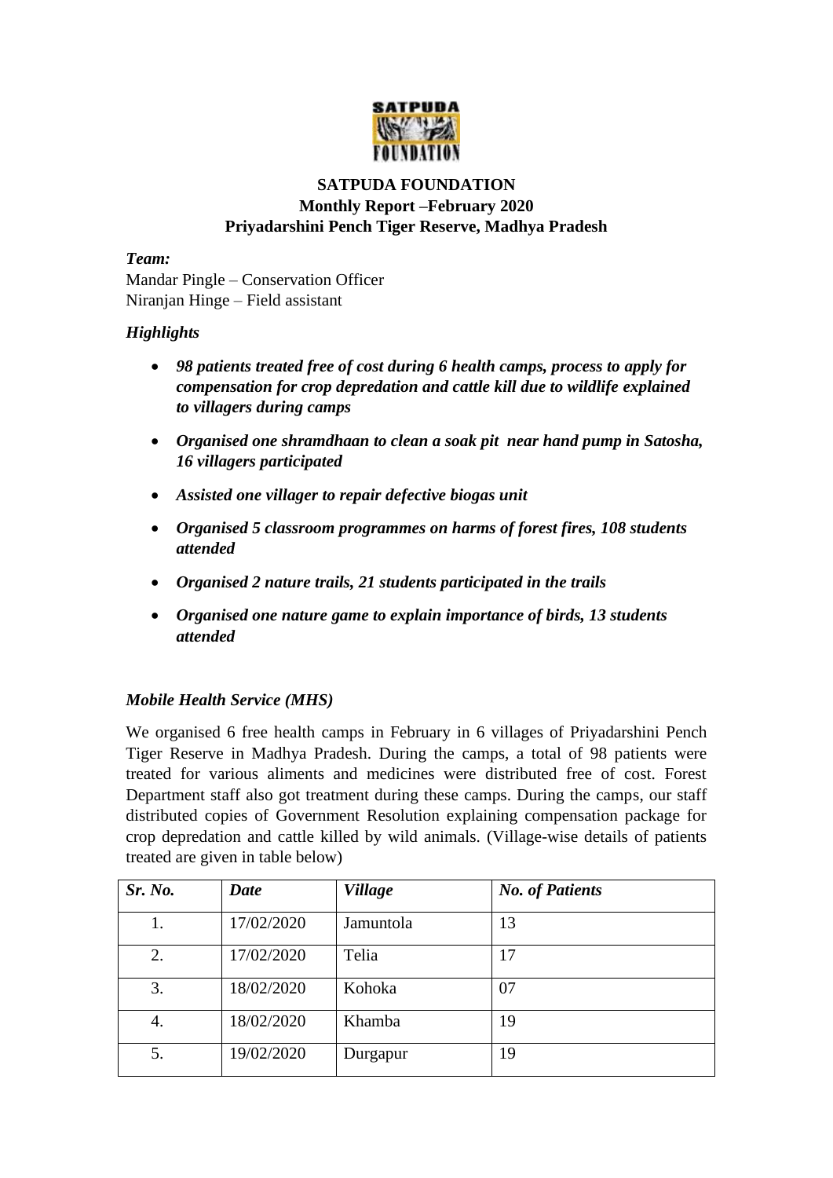# SATPUDA FOUNDATION
## Monthly Report –February 2020
## Priyadarshini Pench Tiger Reserve, Madhya Pradesh

***Team:***

Mandar Pingle – Conservation Officer
Niranjan Hinge – Field assistant

### *Highlights*

- ***98 patients treated free of cost during 6 health camps, process to apply for compensation for crop depredation and cattle kill due to wildlife explained to villagers during camps***
- ***Organised one shramdhaan to clean a soak pit near hand pump in Satosha, 16 villagers participated***
- ***Assisted one villager to repair defective biogas unit***
- ***Organised 5 classroom programmes on harms of forest fires, 108 students attended***
- ***Organised 2 nature trails, 21 students participated in the trails***
- ***Organised one nature game to explain importance of birds, 13 students attended***

### *Mobile Health Service (MHS)*

We organised 6 free health camps in February in 6 villages of Priyadarshini Pench Tiger Reserve in Madhya Pradesh. During the camps, a total of 98 patients were treated for various aliments and medicines were distributed free of cost. Forest Department staff also got treatment during these camps. During the camps, our staff distributed copies of Government Resolution explaining compensation package for crop depredation and cattle killed by wild animals. (Village-wise details of patients treated are given in table below)

| *Sr. No.* | *Date* | *Village* | *No. of Patients* |
|---|---|---|---|
| 1. | 17/02/2020 | Jamuntola | 13 |
| 2. | 17/02/2020 | Telia | 17 |
| 3. | 18/02/2020 | Kohoka | 07 |
| 4. | 18/02/2020 | Khamba | 19 |
| 5. | 19/02/2020 | Durgapur | 19 |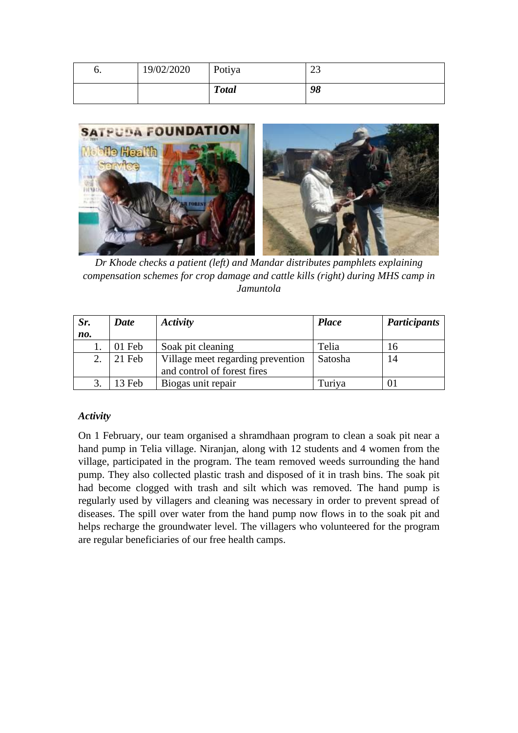| 6. | 19/02/2020 | Potiya | 23 |
|---|---|---|---|
| | | ***Total*** | ***98*** |

*Dr Khode checks a patient (left) and Mandar distributes pamphlets explaining compensation schemes for crop damage and cattle kills (right) during MHS camp in Jamuntola*

| ***Sr. no.*** | ***Date*** | ***Activity*** | ***Place*** | ***Participants*** |
|---|---|---|---|---|
| 1. | 01 Feb | Soak pit cleaning | Telia | 16 |
| 2. | 21 Feb | Village meet regarding prevention and control of forest fires | Satosha | 14 |
| 3. | 13 Feb | Biogas unit repair | Turiya | 01 |

***Activity***

On 1 February, our team organised a shramdhaan program to clean a soak pit near a hand pump in Telia village. Niranjan, along with 12 students and 4 women from the village, participated in the program. The team removed weeds surrounding the hand pump. They also collected plastic trash and disposed of it in trash bins. The soak pit had become clogged with trash and silt which was removed. The hand pump is regularly used by villagers and cleaning was necessary in order to prevent spread of diseases. The spill over water from the hand pump now flows in to the soak pit and helps recharge the groundwater level. The villagers who volunteered for the program are regular beneficiaries of our free health camps.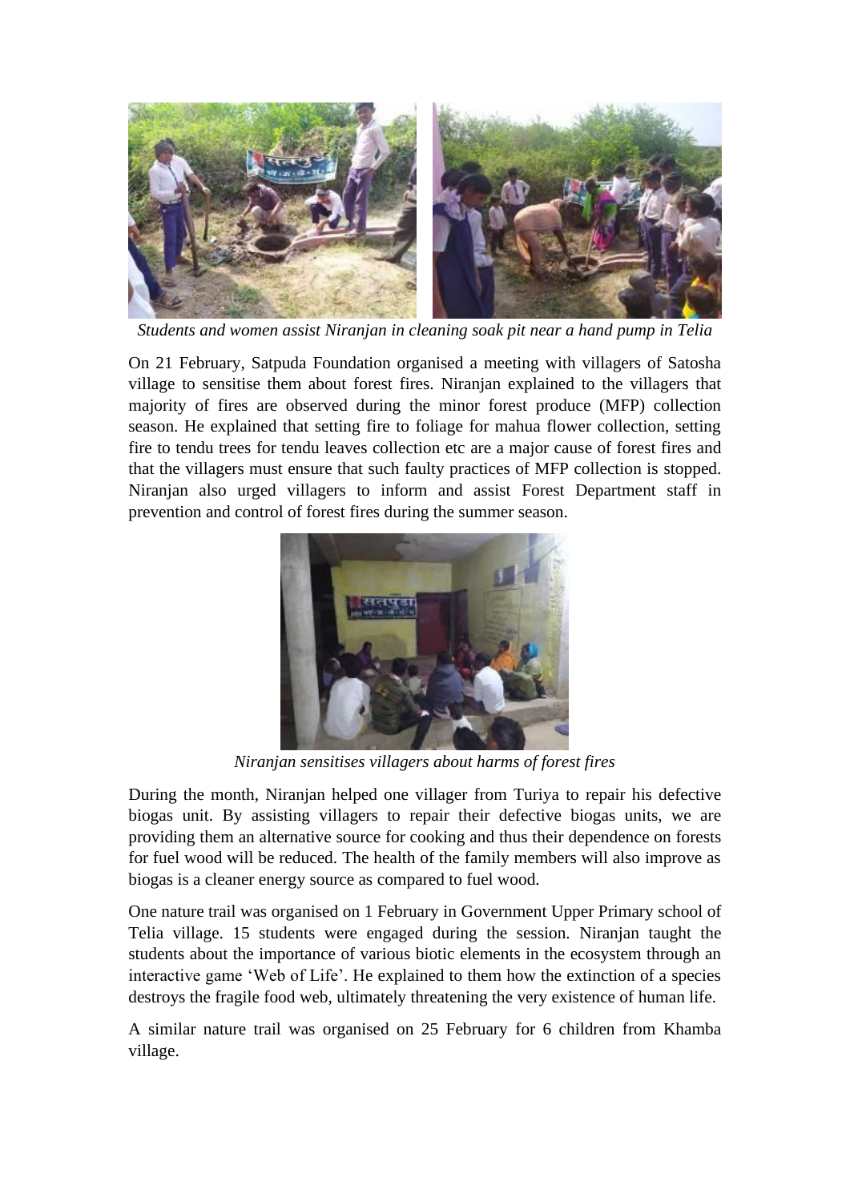*Students and women assist Niranjan in cleaning soak pit near a hand pump in Telia*

On 21 February, Satpuda Foundation organised a meeting with villagers of Satosha village to sensitise them about forest fires. Niranjan explained to the villagers that majority of fires are observed during the minor forest produce (MFP) collection season. He explained that setting fire to foliage for mahua flower collection, setting fire to tendu trees for tendu leaves collection etc are a major cause of forest fires and that the villagers must ensure that such faulty practices of MFP collection is stopped. Niranjan also urged villagers to inform and assist Forest Department staff in prevention and control of forest fires during the summer season.

*Niranjan sensitises villagers about harms of forest fires*

During the month, Niranjan helped one villager from Turiya to repair his defective biogas unit. By assisting villagers to repair their defective biogas units, we are providing them an alternative source for cooking and thus their dependence on forests for fuel wood will be reduced. The health of the family members will also improve as biogas is a cleaner energy source as compared to fuel wood.

One nature trail was organised on 1 February in Government Upper Primary school of Telia village. 15 students were engaged during the session. Niranjan taught the students about the importance of various biotic elements in the ecosystem through an interactive game 'Web of Life'. He explained to them how the extinction of a species destroys the fragile food web, ultimately threatening the very existence of human life.

A similar nature trail was organised on 25 February for 6 children from Khamba village.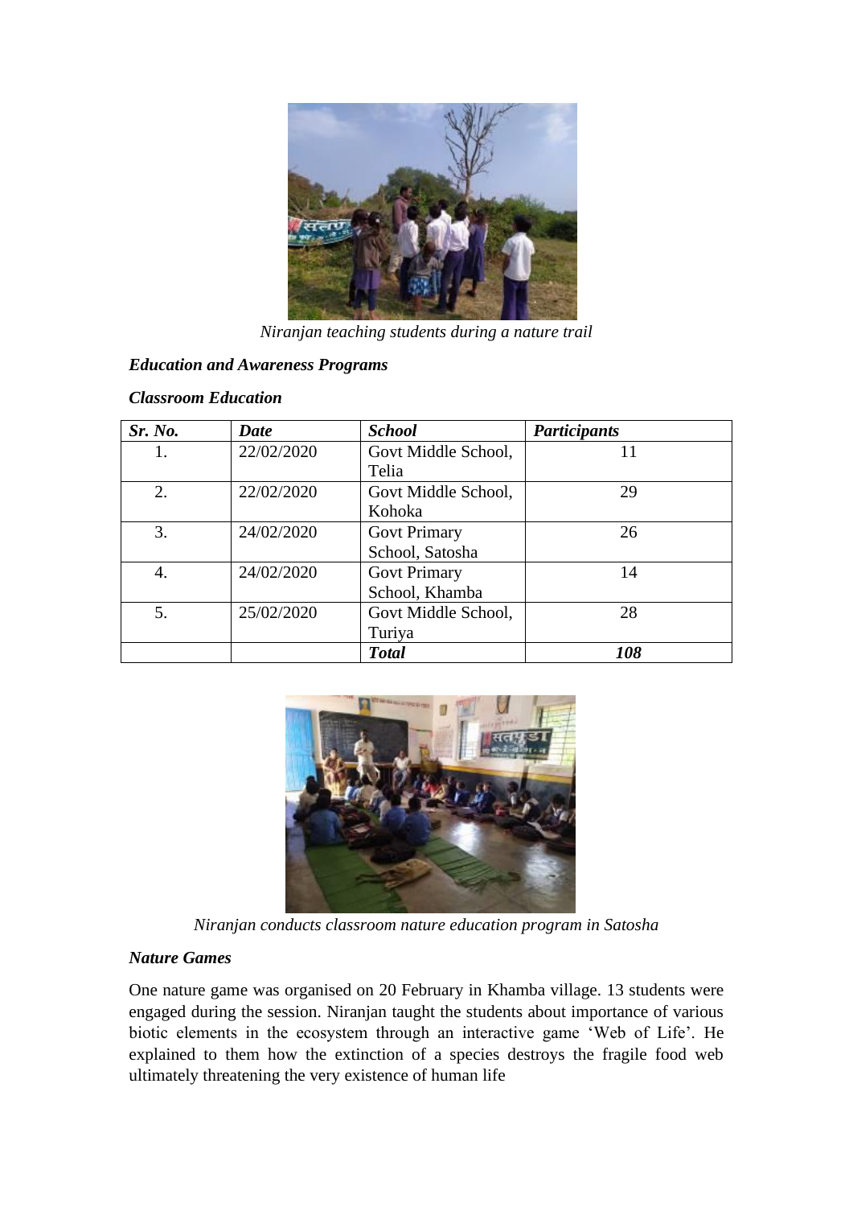*Niranjan teaching students during a nature trail*

***Education and Awareness Programs***

***Classroom Education***

| *Sr. No.* | *Date* | *School* | *Participants* |
|---|---|---|---|
| 1. | 22/02/2020 | Govt Middle School, Telia | 11 |
| 2. | 22/02/2020 | Govt Middle School, Kohoka | 29 |
| 3. | 24/02/2020 | Govt Primary School, Satosha | 26 |
| 4. | 24/02/2020 | Govt Primary School, Khamba | 14 |
| 5. | 25/02/2020 | Govt Middle School, Turiya | 28 |
| | | ***Total*** | ***108*** |

*Niranjan conducts classroom nature education program in Satosha*

***Nature Games***

One nature game was organised on 20 February in Khamba village. 13 students were engaged during the session. Niranjan taught the students about importance of various biotic elements in the ecosystem through an interactive game 'Web of Life'. He explained to them how the extinction of a species destroys the fragile food web ultimately threatening the very existence of human life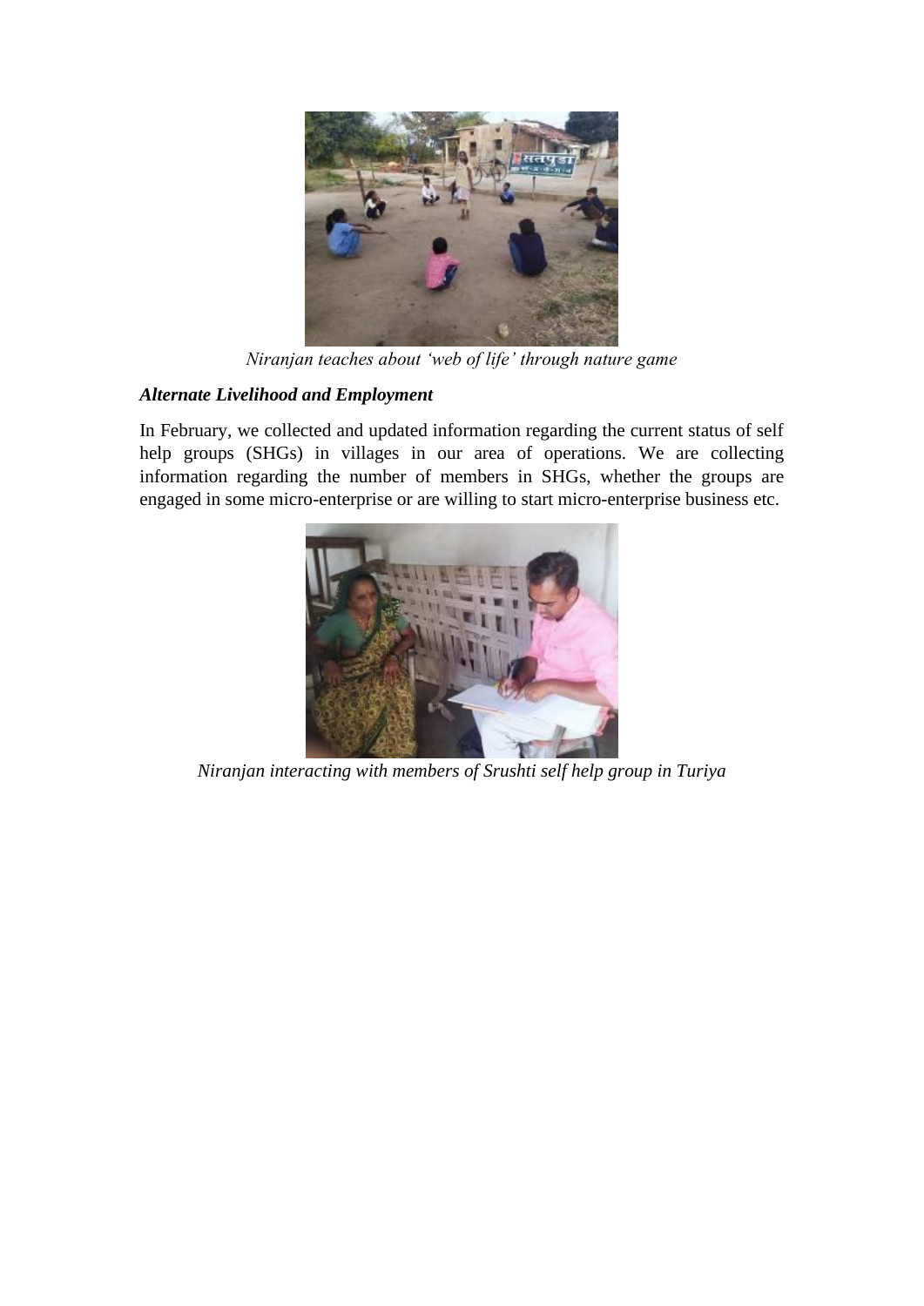Niranjan teaches about 'web of life' through nature game

***Alternate Livelihood and Employment***

In February, we collected and updated information regarding the current status of self help groups (SHGs) in villages in our area of operations. We are collecting information regarding the number of members in SHGs, whether the groups are engaged in some micro-enterprise or are willing to start micro-enterprise business etc.

Niranjan interacting with members of Srushti self help group in Turiya